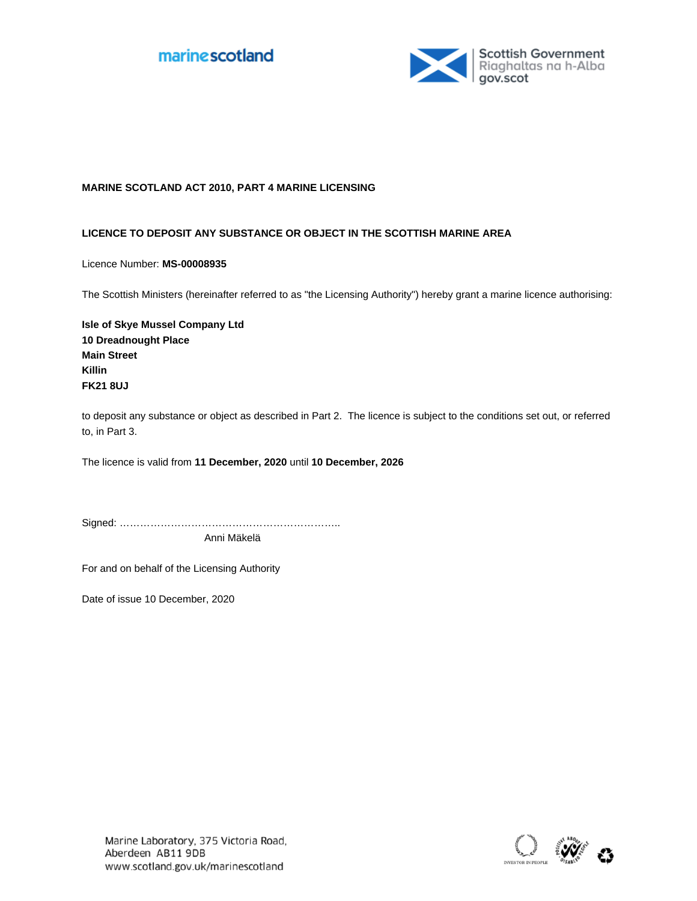marinescotland

Scottish Government
Riaghaltas na h-Alba
gov.scot

**MARINE SCOTLAND ACT 2010, PART 4 MARINE LICENSING**

**LICENCE TO DEPOSIT ANY SUBSTANCE OR OBJECT IN THE SCOTTISH MARINE AREA**

Licence Number: **MS-00008935**

The Scottish Ministers (hereinafter referred to as "the Licensing Authority") hereby grant a marine licence authorising:

**Isle of Skye Mussel Company Ltd**
**10 Dreadnought Place**
**Main Street**
**Killin**
**FK21 8UJ**

to deposit any substance or object as described in Part 2. The licence is subject to the conditions set out, or referred to, in Part 3.

The licence is valid from **11 December, 2020** until **10 December, 2026**

Signed: …………………………………………………………..
Anni Mäkelä

For and on behalf of the Licensing Authority

Date of issue 10 December, 2020

Marine Laboratory, 375 Victoria Road,
Aberdeen AB11 9DB
www.scotland.gov.uk/marinescotland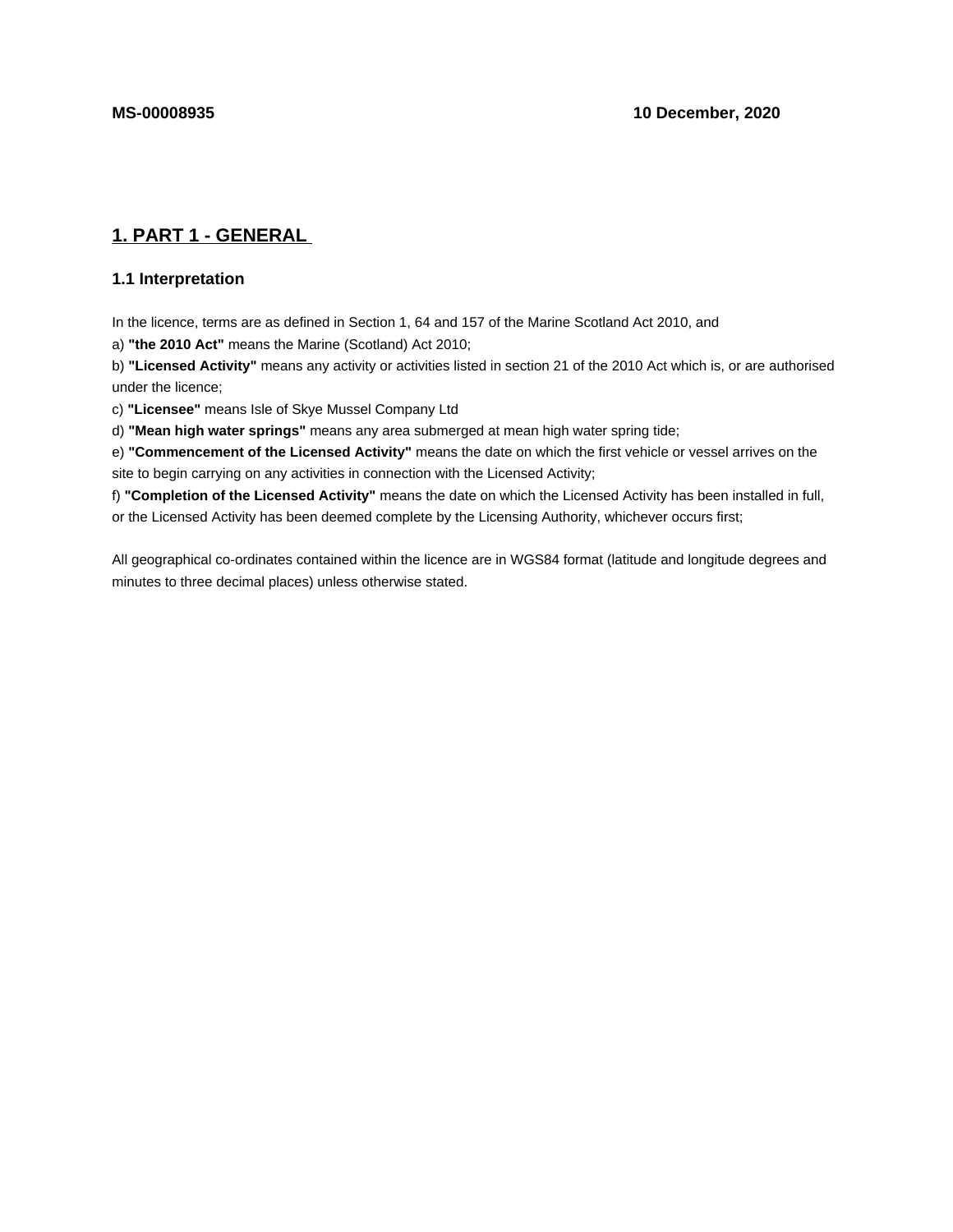**MS-00008935** **10 December, 2020**

## 1. PART 1 - GENERAL

### 1.1 Interpretation

In the licence, terms are as defined in Section 1, 64 and 157 of the Marine Scotland Act 2010, and

a) **"the 2010 Act"** means the Marine (Scotland) Act 2010;

b) **"Licensed Activity"** means any activity or activities listed in section 21 of the 2010 Act which is, or are authorised under the licence;

c) **"Licensee"** means Isle of Skye Mussel Company Ltd

d) **"Mean high water springs"** means any area submerged at mean high water spring tide;

e) **"Commencement of the Licensed Activity"** means the date on which the first vehicle or vessel arrives on the site to begin carrying on any activities in connection with the Licensed Activity;

f) **"Completion of the Licensed Activity"** means the date on which the Licensed Activity has been installed in full, or the Licensed Activity has been deemed complete by the Licensing Authority, whichever occurs first;

All geographical co-ordinates contained within the licence are in WGS84 format (latitude and longitude degrees and minutes to three decimal places) unless otherwise stated.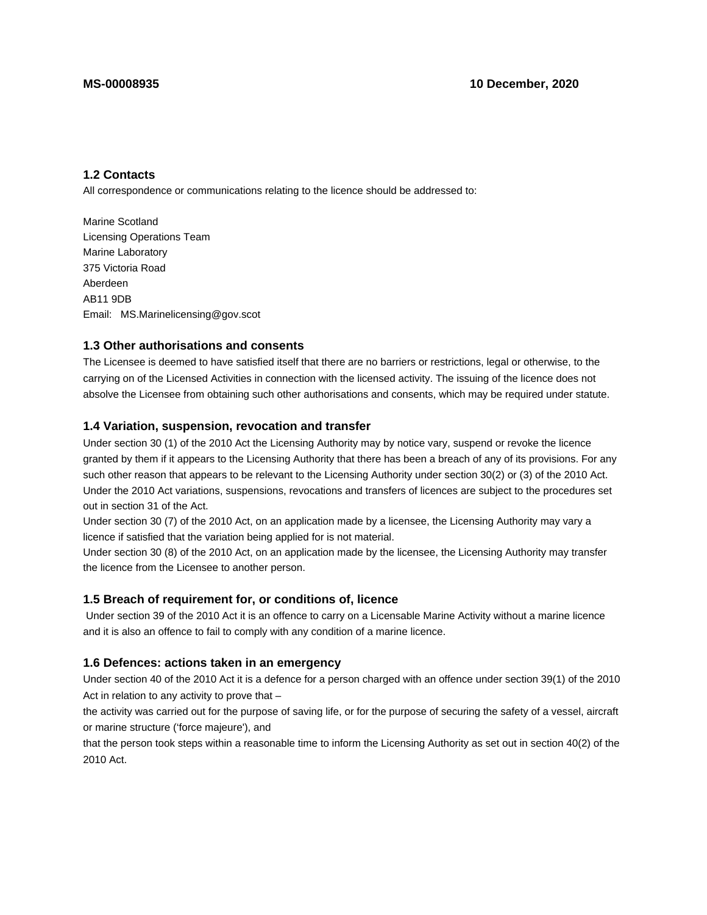### 1.2 Contacts

All correspondence or communications relating to the licence should be addressed to:

Marine Scotland
Licensing Operations Team
Marine Laboratory
375 Victoria Road
Aberdeen
AB11 9DB
Email: MS.Marinelicensing@gov.scot

### 1.3 Other authorisations and consents

The Licensee is deemed to have satisfied itself that there are no barriers or restrictions, legal or otherwise, to the carrying on of the Licensed Activities in connection with the licensed activity. The issuing of the licence does not absolve the Licensee from obtaining such other authorisations and consents, which may be required under statute.

### 1.4 Variation, suspension, revocation and transfer

Under section 30 (1) of the 2010 Act the Licensing Authority may by notice vary, suspend or revoke the licence granted by them if it appears to the Licensing Authority that there has been a breach of any of its provisions. For any such other reason that appears to be relevant to the Licensing Authority under section 30(2) or (3) of the 2010 Act. Under the 2010 Act variations, suspensions, revocations and transfers of licences are subject to the procedures set out in section 31 of the Act.

Under section 30 (7) of the 2010 Act, on an application made by a licensee, the Licensing Authority may vary a licence if satisfied that the variation being applied for is not material.

Under section 30 (8) of the 2010 Act, on an application made by the licensee, the Licensing Authority may transfer the licence from the Licensee to another person.

### 1.5 Breach of requirement for, or conditions of, licence

Under section 39 of the 2010 Act it is an offence to carry on a Licensable Marine Activity without a marine licence and it is also an offence to fail to comply with any condition of a marine licence.

### 1.6 Defences: actions taken in an emergency

Under section 40 of the 2010 Act it is a defence for a person charged with an offence under section 39(1) of the 2010 Act in relation to any activity to prove that –

the activity was carried out for the purpose of saving life, or for the purpose of securing the safety of a vessel, aircraft or marine structure ('force majeure'), and

that the person took steps within a reasonable time to inform the Licensing Authority as set out in section 40(2) of the 2010 Act.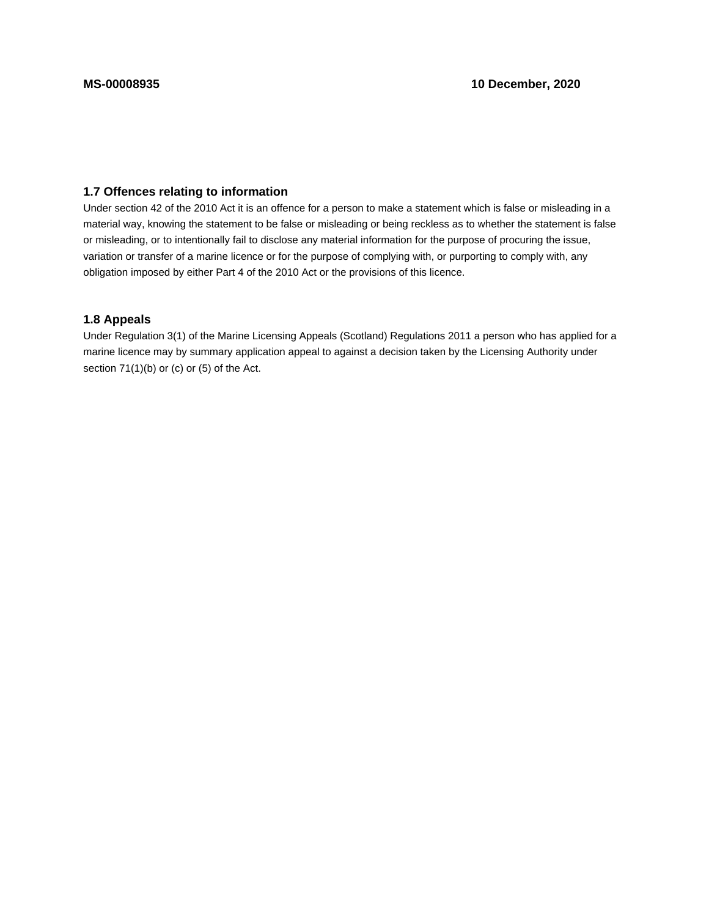### 1.7 Offences relating to information

Under section 42 of the 2010 Act it is an offence for a person to make a statement which is false or misleading in a material way, knowing the statement to be false or misleading or being reckless as to whether the statement is false or misleading, or to intentionally fail to disclose any material information for the purpose of procuring the issue, variation or transfer of a marine licence or for the purpose of complying with, or purporting to comply with, any obligation imposed by either Part 4 of the 2010 Act or the provisions of this licence.

### 1.8 Appeals

Under Regulation 3(1) of the Marine Licensing Appeals (Scotland) Regulations 2011 a person who has applied for a marine licence may by summary application appeal to against a decision taken by the Licensing Authority under section 71(1)(b) or (c) or (5) of the Act.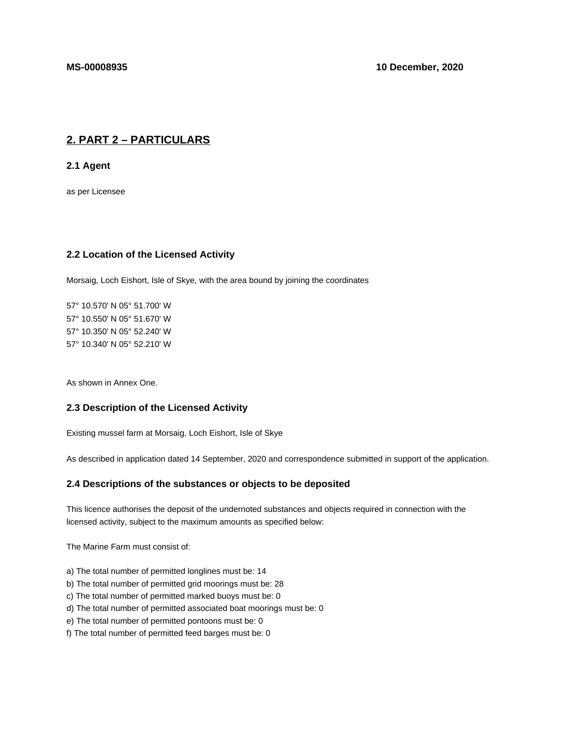## 2. PART 2 – PARTICULARS

### 2.1 Agent

as per Licensee

### 2.2 Location of the Licensed Activity

Morsaig, Loch Eishort, Isle of Skye, with the area bound by joining the coordinates

57° 10.570' N 05° 51.700' W
57° 10.550' N 05° 51.670' W
57° 10.350' N 05° 52.240' W
57° 10.340' N 05° 52.210' W

As shown in Annex One.

### 2.3 Description of the Licensed Activity

Existing mussel farm at Morsaig, Loch Eishort, Isle of Skye

As described in application dated 14 September, 2020 and correspondence submitted in support of the application.

### 2.4 Descriptions of the substances or objects to be deposited

This licence authorises the deposit of the undernoted substances and objects required in connection with the licensed activity, subject to the maximum amounts as specified below:

The Marine Farm must consist of:

a) The total number of permitted longlines must be: 14
b) The total number of permitted grid moorings must be: 28
c) The total number of permitted marked buoys must be: 0
d) The total number of permitted associated boat moorings must be: 0
e) The total number of permitted pontoons must be: 0
f) The total number of permitted feed barges must be: 0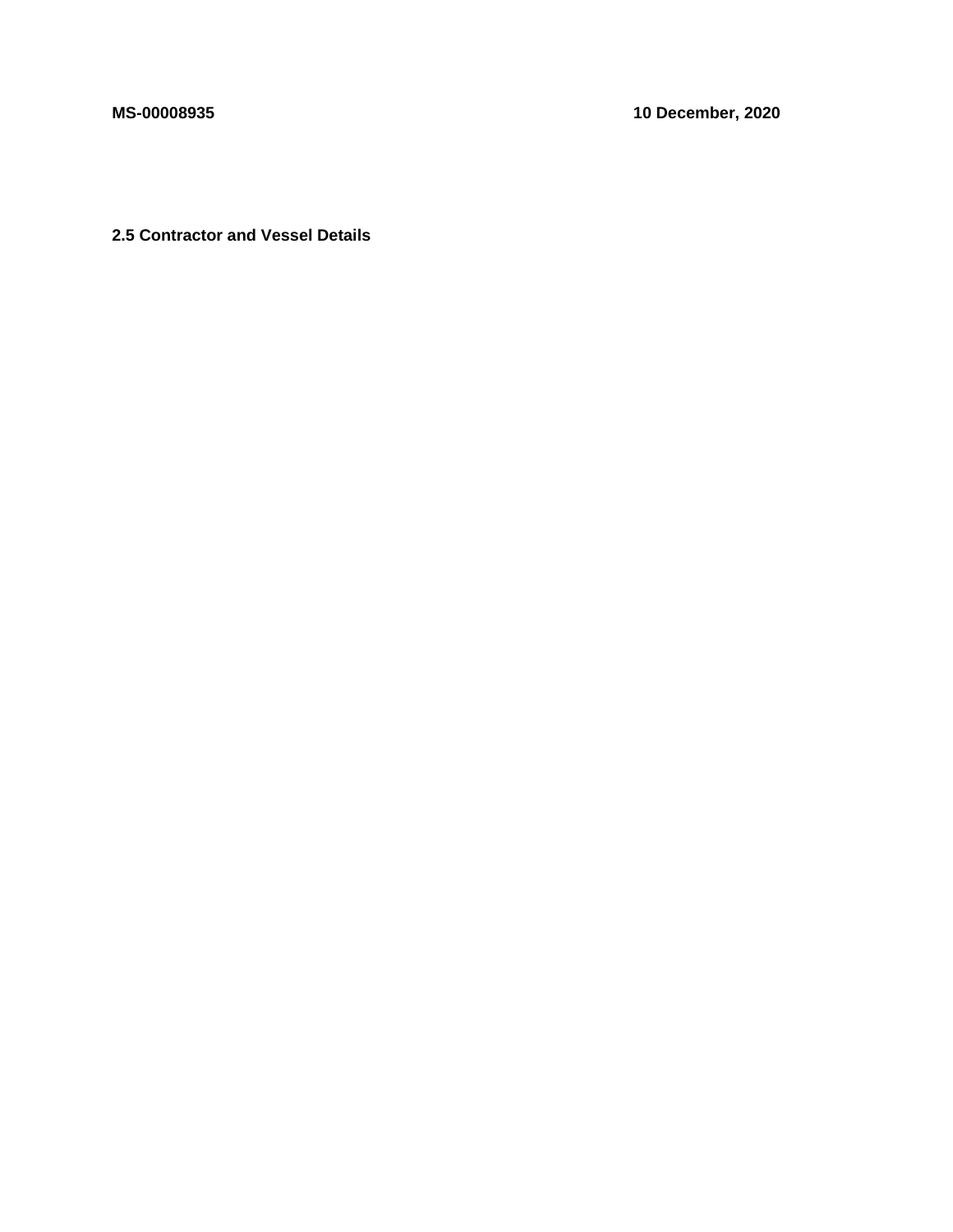## 2.5 Contractor and Vessel Details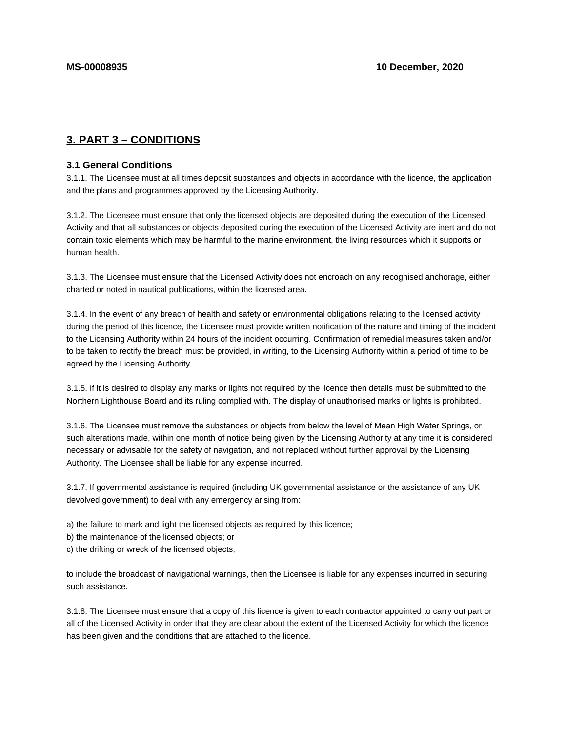## 3. PART 3 – CONDITIONS

### 3.1 General Conditions

3.1.1. The Licensee must at all times deposit substances and objects in accordance with the licence, the application and the plans and programmes approved by the Licensing Authority.

3.1.2. The Licensee must ensure that only the licensed objects are deposited during the execution of the Licensed Activity and that all substances or objects deposited during the execution of the Licensed Activity are inert and do not contain toxic elements which may be harmful to the marine environment, the living resources which it supports or human health.

3.1.3. The Licensee must ensure that the Licensed Activity does not encroach on any recognised anchorage, either charted or noted in nautical publications, within the licensed area.

3.1.4. In the event of any breach of health and safety or environmental obligations relating to the licensed activity during the period of this licence, the Licensee must provide written notification of the nature and timing of the incident to the Licensing Authority within 24 hours of the incident occurring. Confirmation of remedial measures taken and/or to be taken to rectify the breach must be provided, in writing, to the Licensing Authority within a period of time to be agreed by the Licensing Authority.

3.1.5. If it is desired to display any marks or lights not required by the licence then details must be submitted to the Northern Lighthouse Board and its ruling complied with. The display of unauthorised marks or lights is prohibited.

3.1.6. The Licensee must remove the substances or objects from below the level of Mean High Water Springs, or such alterations made, within one month of notice being given by the Licensing Authority at any time it is considered necessary or advisable for the safety of navigation, and not replaced without further approval by the Licensing Authority. The Licensee shall be liable for any expense incurred.

3.1.7. If governmental assistance is required (including UK governmental assistance or the assistance of any UK devolved government) to deal with any emergency arising from:

a) the failure to mark and light the licensed objects as required by this licence;
b) the maintenance of the licensed objects; or
c) the drifting or wreck of the licensed objects,

to include the broadcast of navigational warnings, then the Licensee is liable for any expenses incurred in securing such assistance.

3.1.8. The Licensee must ensure that a copy of this licence is given to each contractor appointed to carry out part or all of the Licensed Activity in order that they are clear about the extent of the Licensed Activity for which the licence has been given and the conditions that are attached to the licence.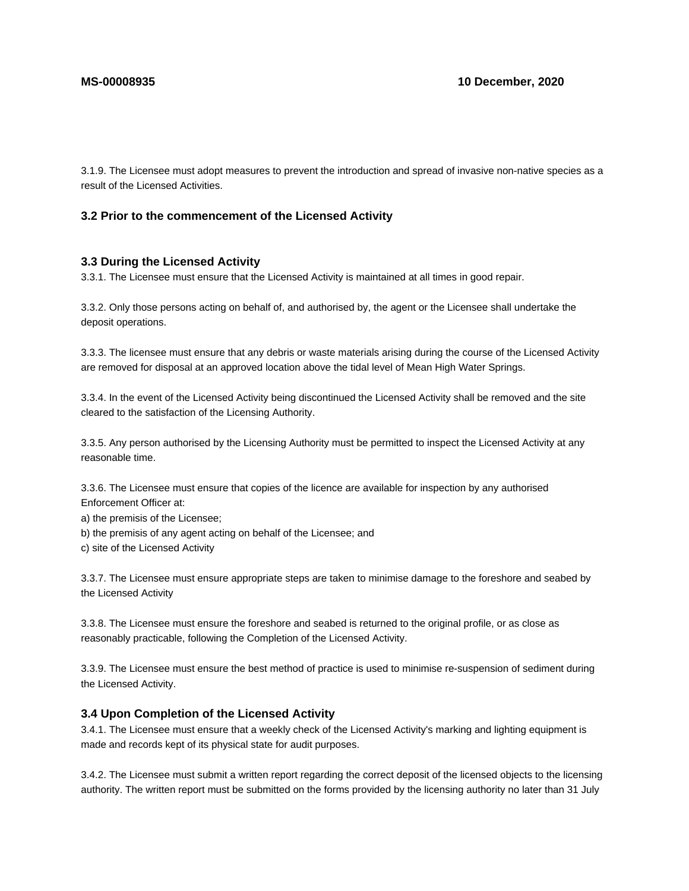3.1.9. The Licensee must adopt measures to prevent the introduction and spread of invasive non-native species as a result of the Licensed Activities.

### 3.2 Prior to the commencement of the Licensed Activity

### 3.3 During the Licensed Activity

3.3.1. The Licensee must ensure that the Licensed Activity is maintained at all times in good repair.

3.3.2. Only those persons acting on behalf of, and authorised by, the agent or the Licensee shall undertake the deposit operations.

3.3.3. The licensee must ensure that any debris or waste materials arising during the course of the Licensed Activity are removed for disposal at an approved location above the tidal level of Mean High Water Springs.

3.3.4. In the event of the Licensed Activity being discontinued the Licensed Activity shall be removed and the site cleared to the satisfaction of the Licensing Authority.

3.3.5. Any person authorised by the Licensing Authority must be permitted to inspect the Licensed Activity at any reasonable time.

3.3.6. The Licensee must ensure that copies of the licence are available for inspection by any authorised Enforcement Officer at:
a) the premisis of the Licensee;
b) the premisis of any agent acting on behalf of the Licensee; and
c) site of the Licensed Activity

3.3.7. The Licensee must ensure appropriate steps are taken to minimise damage to the foreshore and seabed by the Licensed Activity

3.3.8. The Licensee must ensure the foreshore and seabed is returned to the original profile, or as close as reasonably practicable, following the Completion of the Licensed Activity.

3.3.9. The Licensee must ensure the best method of practice is used to minimise re-suspension of sediment during the Licensed Activity.

### 3.4 Upon Completion of the Licensed Activity

3.4.1. The Licensee must ensure that a weekly check of the Licensed Activity's marking and lighting equipment is made and records kept of its physical state for audit purposes.

3.4.2. The Licensee must submit a written report regarding the correct deposit of the licensed objects to the licensing authority. The written report must be submitted on the forms provided by the licensing authority no later than 31 July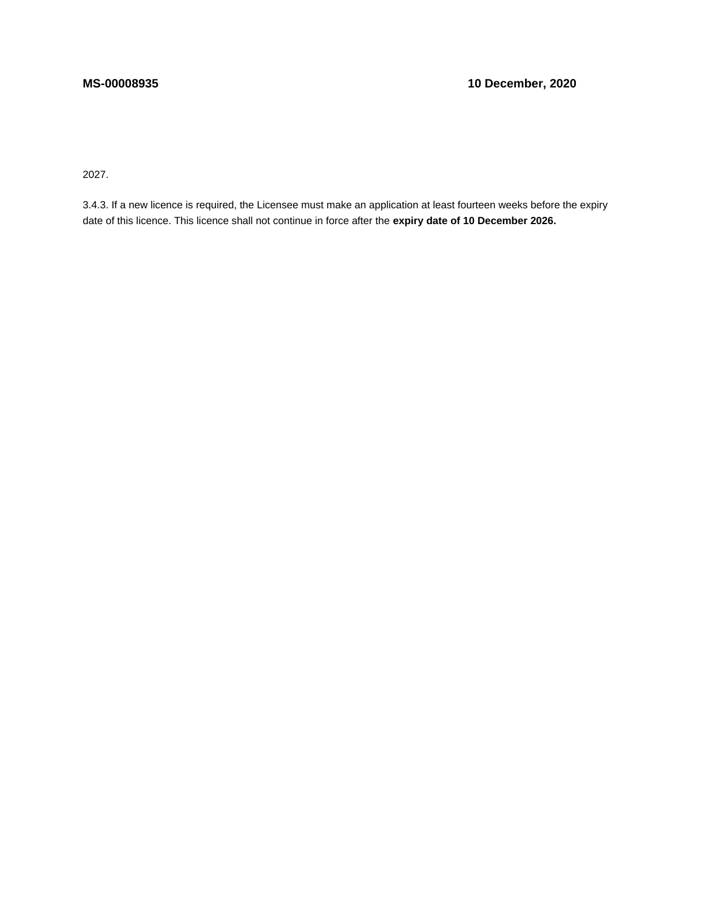2027.

3.4.3. If a new licence is required, the Licensee must make an application at least fourteen weeks before the expiry date of this licence. This licence shall not continue in force after the **expiry date of 10 December 2026.**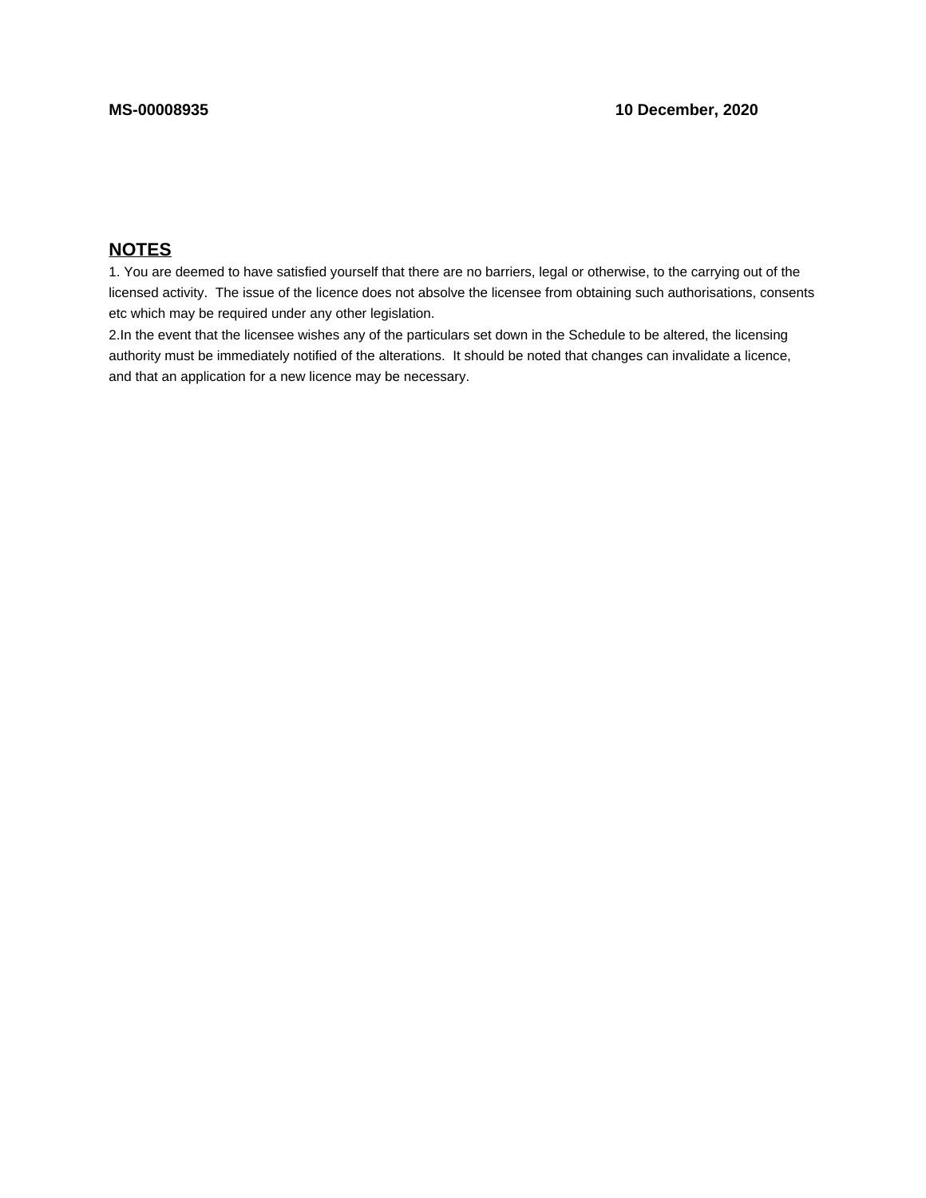**MS-00008935** **10 December, 2020**

## NOTES

1. You are deemed to have satisfied yourself that there are no barriers, legal or otherwise, to the carrying out of the licensed activity. The issue of the licence does not absolve the licensee from obtaining such authorisations, consents etc which may be required under any other legislation.

2.In the event that the licensee wishes any of the particulars set down in the Schedule to be altered, the licensing authority must be immediately notified of the alterations. It should be noted that changes can invalidate a licence, and that an application for a new licence may be necessary.